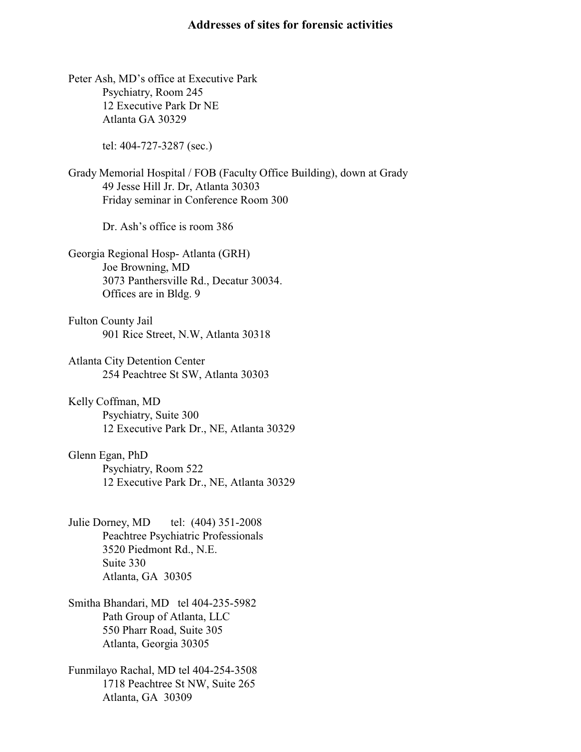# Addresses of sites for forensic activities

Peter Ash, MD's office at Executive Park
    Psychiatry, Room 245
    12 Executive Park Dr NE
    Atlanta GA 30329

    tel: 404-727-3287 (sec.)

Grady Memorial Hospital / FOB (Faculty Office Building), down at Grady
    49 Jesse Hill Jr. Dr, Atlanta 30303
    Friday seminar in Conference Room 300

    Dr. Ash's office is room 386

Georgia Regional Hosp- Atlanta (GRH)
    Joe Browning, MD
    3073 Panthersville Rd., Decatur 30034.
    Offices are in Bldg. 9

Fulton County Jail
    901 Rice Street, N.W, Atlanta 30318

Atlanta City Detention Center
    254 Peachtree St SW, Atlanta 30303

Kelly Coffman, MD
    Psychiatry, Suite 300
    12 Executive Park Dr., NE, Atlanta 30329

Glenn Egan, PhD
    Psychiatry, Room 522
    12 Executive Park Dr., NE, Atlanta 30329

Julie Dorney, MD    tel: (404) 351-2008
    Peachtree Psychiatric Professionals
    3520 Piedmont Rd., N.E.
    Suite 330
    Atlanta, GA 30305

Smitha Bhandari, MD   tel 404-235-5982
    Path Group of Atlanta, LLC
    550 Pharr Road, Suite 305
    Atlanta, Georgia 30305

Funmilayo Rachal, MD tel 404-254-3508
    1718 Peachtree St NW, Suite 265
    Atlanta, GA 30309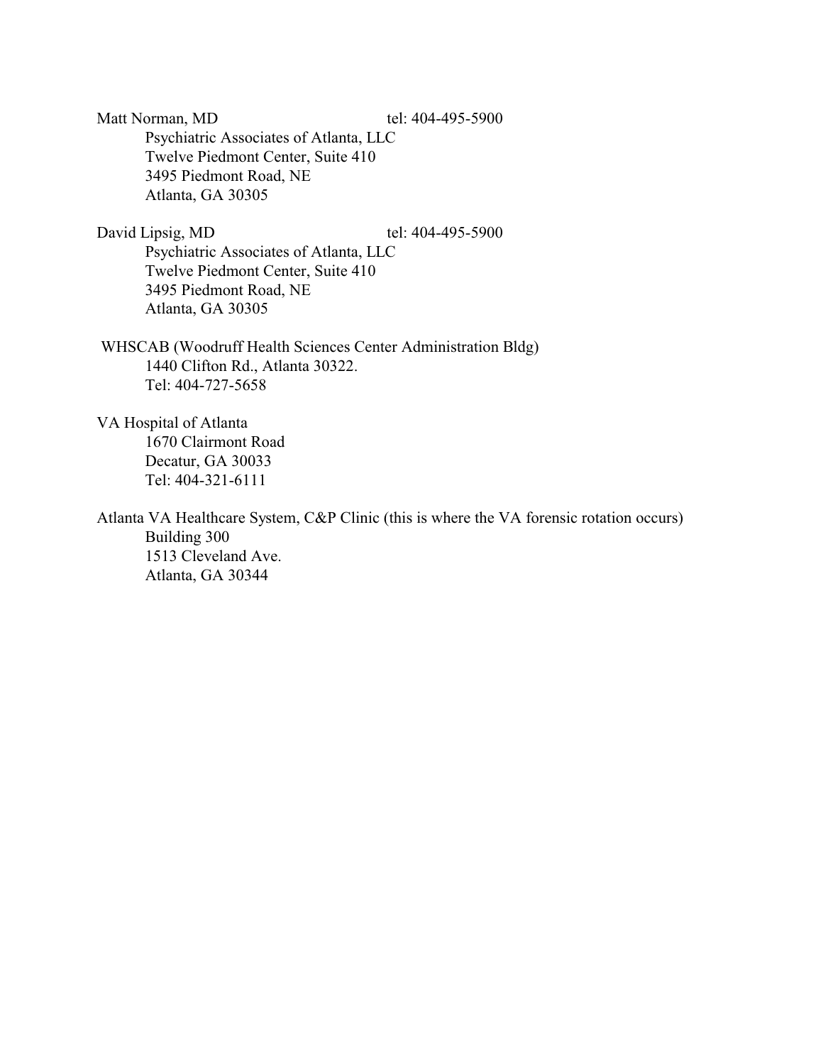Matt Norman, MD tel: 404-495-5900

Psychiatric Associates of Atlanta, LLC
Twelve Piedmont Center, Suite 410
3495 Piedmont Road, NE
Atlanta, GA 30305

David Lipsig, MD tel: 404-495-5900

Psychiatric Associates of Atlanta, LLC
Twelve Piedmont Center, Suite 410
3495 Piedmont Road, NE
Atlanta, GA 30305

WHSCAB (Woodruff Health Sciences Center Administration Bldg)

1440 Clifton Rd., Atlanta 30322.
Tel: 404-727-5658

VA Hospital of Atlanta

1670 Clairmont Road
Decatur, GA 30033
Tel: 404-321-6111

Atlanta VA Healthcare System, C&P Clinic (this is where the VA forensic rotation occurs)

Building 300
1513 Cleveland Ave.
Atlanta, GA 30344